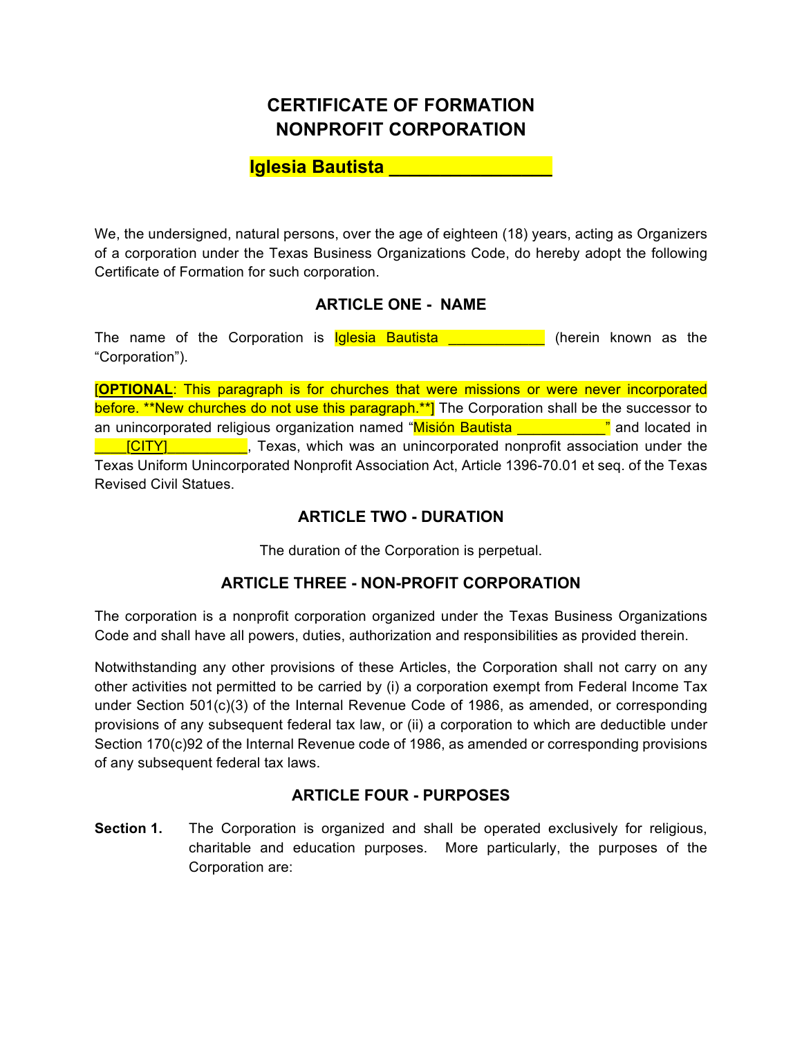# CERTIFICATE OF FORMATION
# NONPROFIT CORPORATION

## Iglesia Bautista ________________

We, the undersigned, natural persons, over the age of eighteen (18) years, acting as Organizers of a corporation under the Texas Business Organizations Code, do hereby adopt the following Certificate of Formation for such corporation.

### ARTICLE ONE - NAME

The name of the Corporation is Iglesia Bautista ____________ (herein known as the "Corporation").

[**OPTIONAL**: This paragraph is for churches that were missions or were never incorporated before. **New churches do not use this paragraph.**] The Corporation shall be the successor to an unincorporated religious organization named "Misión Bautista ___________" and located in ____[CITY]__________, Texas, which was an unincorporated nonprofit association under the Texas Uniform Unincorporated Nonprofit Association Act, Article 1396-70.01 et seq. of the Texas Revised Civil Statues.

### ARTICLE TWO - DURATION

The duration of the Corporation is perpetual.

### ARTICLE THREE - NON-PROFIT CORPORATION

The corporation is a nonprofit corporation organized under the Texas Business Organizations Code and shall have all powers, duties, authorization and responsibilities as provided therein.

Notwithstanding any other provisions of these Articles, the Corporation shall not carry on any other activities not permitted to be carried by (i) a corporation exempt from Federal Income Tax under Section 501(c)(3) of the Internal Revenue Code of 1986, as amended, or corresponding provisions of any subsequent federal tax law, or (ii) a corporation to which are deductible under Section 170(c)92 of the Internal Revenue code of 1986, as amended or corresponding provisions of any subsequent federal tax laws.

### ARTICLE FOUR - PURPOSES

**Section 1.** The Corporation is organized and shall be operated exclusively for religious, charitable and education purposes. More particularly, the purposes of the Corporation are: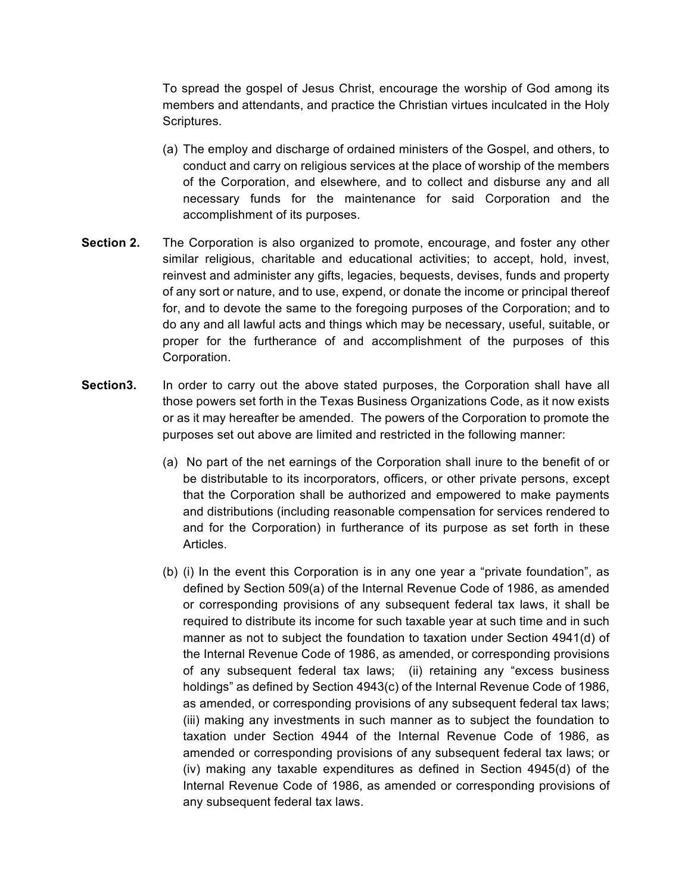To spread the gospel of Jesus Christ, encourage the worship of God among its members and attendants, and practice the Christian virtues inculcated in the Holy Scriptures.

(a) The employ and discharge of ordained ministers of the Gospel, and others, to conduct and carry on religious services at the place of worship of the members of the Corporation, and elsewhere, and to collect and disburse any and all necessary funds for the maintenance for said Corporation and the accomplishment of its purposes.

**Section 2.** The Corporation is also organized to promote, encourage, and foster any other similar religious, charitable and educational activities; to accept, hold, invest, reinvest and administer any gifts, legacies, bequests, devises, funds and property of any sort or nature, and to use, expend, or donate the income or principal thereof for, and to devote the same to the foregoing purposes of the Corporation; and to do any and all lawful acts and things which may be necessary, useful, suitable, or proper for the furtherance of and accomplishment of the purposes of this Corporation.

**Section3.** In order to carry out the above stated purposes, the Corporation shall have all those powers set forth in the Texas Business Organizations Code, as it now exists or as it may hereafter be amended. The powers of the Corporation to promote the purposes set out above are limited and restricted in the following manner:

(a) No part of the net earnings of the Corporation shall inure to the benefit of or be distributable to its incorporators, officers, or other private persons, except that the Corporation shall be authorized and empowered to make payments and distributions (including reasonable compensation for services rendered to and for the Corporation) in furtherance of its purpose as set forth in these Articles.

(b) (i) In the event this Corporation is in any one year a "private foundation", as defined by Section 509(a) of the Internal Revenue Code of 1986, as amended or corresponding provisions of any subsequent federal tax laws, it shall be required to distribute its income for such taxable year at such time and in such manner as not to subject the foundation to taxation under Section 4941(d) of the Internal Revenue Code of 1986, as amended, or corresponding provisions of any subsequent federal tax laws; (ii) retaining any "excess business holdings" as defined by Section 4943(c) of the Internal Revenue Code of 1986, as amended, or corresponding provisions of any subsequent federal tax laws; (iii) making any investments in such manner as to subject the foundation to taxation under Section 4944 of the Internal Revenue Code of 1986, as amended or corresponding provisions of any subsequent federal tax laws; or (iv) making any taxable expenditures as defined in Section 4945(d) of the Internal Revenue Code of 1986, as amended or corresponding provisions of any subsequent federal tax laws.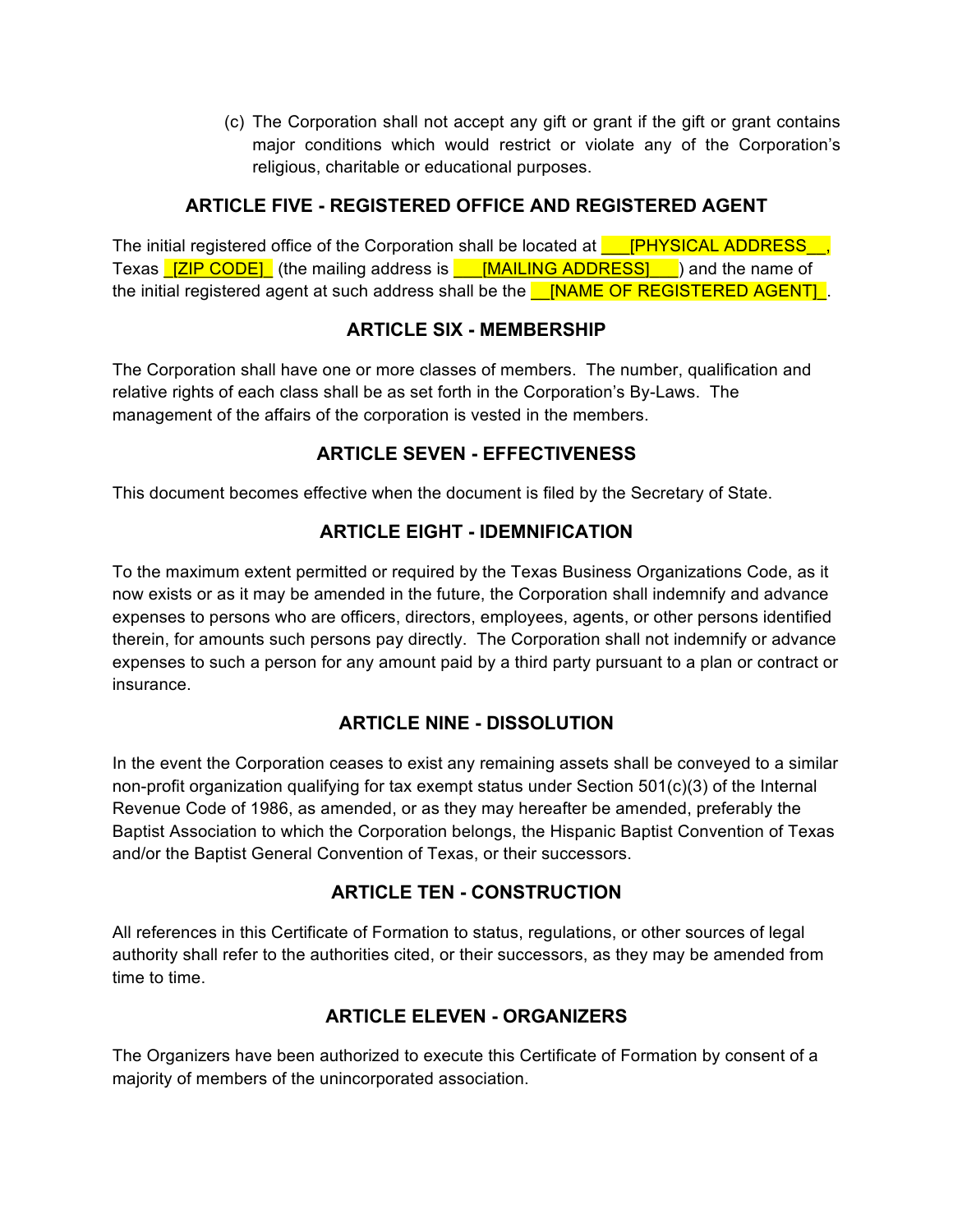(c) The Corporation shall not accept any gift or grant if the gift or grant contains major conditions which would restrict or violate any of the Corporation's religious, charitable or educational purposes.

## ARTICLE FIVE - REGISTERED OFFICE AND REGISTERED AGENT

The initial registered office of the Corporation shall be located at ___[PHYSICAL ADDRESS__, Texas _[ZIP CODE]_ (the mailing address is ___[MAILING ADDRESS]___) and the name of the initial registered agent at such address shall be the __[NAME OF REGISTERED AGENT]_.

## ARTICLE SIX - MEMBERSHIP

The Corporation shall have one or more classes of members. The number, qualification and relative rights of each class shall be as set forth in the Corporation's By-Laws. The management of the affairs of the corporation is vested in the members.

## ARTICLE SEVEN - EFFECTIVENESS

This document becomes effective when the document is filed by the Secretary of State.

## ARTICLE EIGHT - IDEMNIFICATION

To the maximum extent permitted or required by the Texas Business Organizations Code, as it now exists or as it may be amended in the future, the Corporation shall indemnify and advance expenses to persons who are officers, directors, employees, agents, or other persons identified therein, for amounts such persons pay directly. The Corporation shall not indemnify or advance expenses to such a person for any amount paid by a third party pursuant to a plan or contract or insurance.

## ARTICLE NINE - DISSOLUTION

In the event the Corporation ceases to exist any remaining assets shall be conveyed to a similar non-profit organization qualifying for tax exempt status under Section 501(c)(3) of the Internal Revenue Code of 1986, as amended, or as they may hereafter be amended, preferably the Baptist Association to which the Corporation belongs, the Hispanic Baptist Convention of Texas and/or the Baptist General Convention of Texas, or their successors.

## ARTICLE TEN - CONSTRUCTION

All references in this Certificate of Formation to status, regulations, or other sources of legal authority shall refer to the authorities cited, or their successors, as they may be amended from time to time.

## ARTICLE ELEVEN - ORGANIZERS

The Organizers have been authorized to execute this Certificate of Formation by consent of a majority of members of the unincorporated association.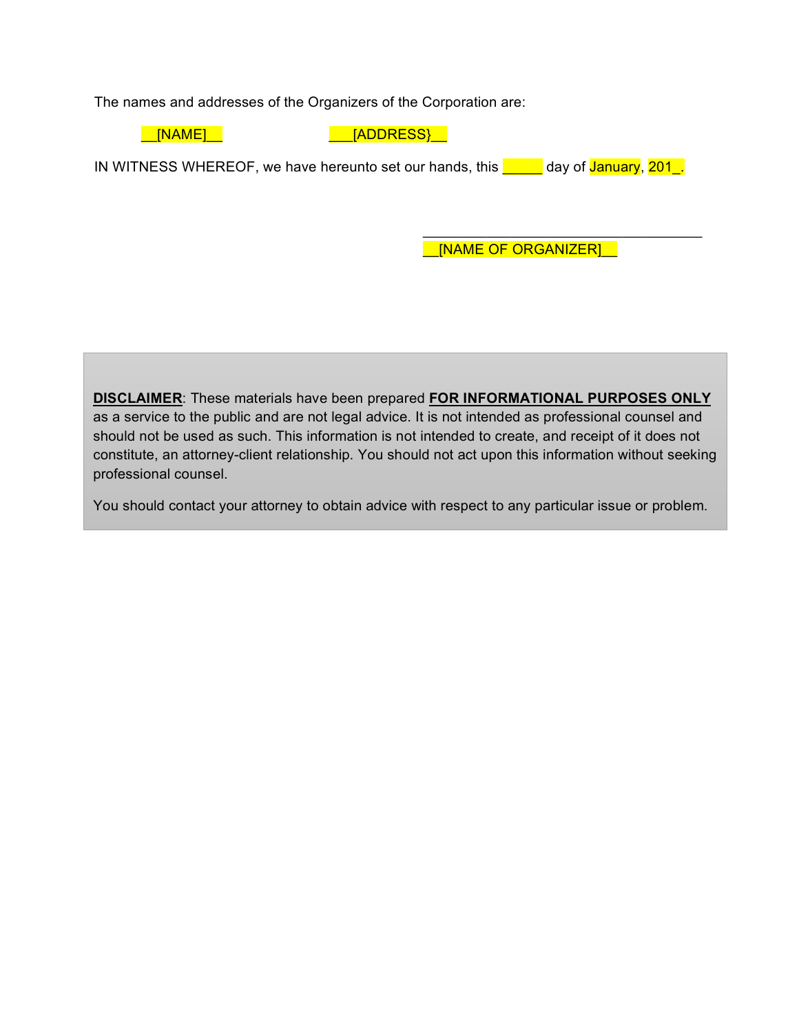The names and addresses of the Organizers of the Corporation are:

__[NAME]__ ___[ADDRESS}__

IN WITNESS WHEREOF, we have hereunto set our hands, this _____ day of January, 201_.

___________________________________
__[NAME OF ORGANIZER]__

**DISCLAIMER**: These materials have been prepared **FOR INFORMATIONAL PURPOSES ONLY** as a service to the public and are not legal advice. It is not intended as professional counsel and should not be used as such. This information is not intended to create, and receipt of it does not constitute, an attorney-client relationship. You should not act upon this information without seeking professional counsel.

You should contact your attorney to obtain advice with respect to any particular issue or problem.